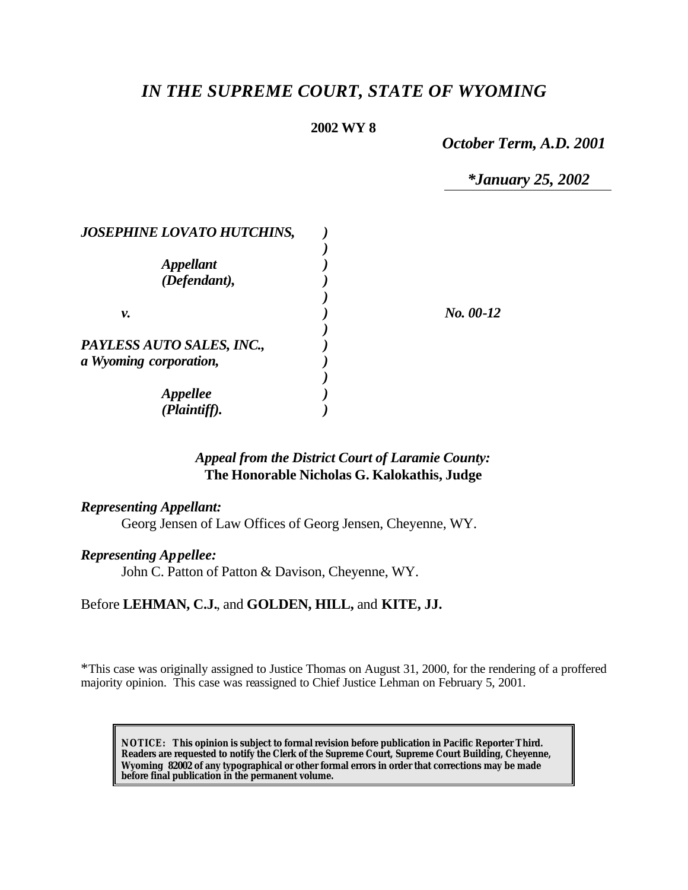# *IN THE SUPREME COURT, STATE OF WYOMING*

**2002 WY 8**

*October Term, A.D. 2001*

*\*January 25, 2002*

| | | |
|---|---|---|
| ***JOSEPHINE LOVATO HUTCHINS,*** | ***)*** | |
| | ***)*** | |
| ***Appellant*** | ***)*** | |
| ***(Defendant),*** | ***)*** | |
| | ***)*** | |
| ***v.*** | ***)*** | ***No. 00-12*** |
| | ***)*** | |
| ***PAYLESS AUTO SALES, INC.,*** | ***)*** | |
| ***a Wyoming corporation,*** | ***)*** | |
| | ***)*** | |
| ***Appellee*** | ***)*** | |
| ***(Plaintiff).*** | ***)*** | |

*Appeal from the District Court of Laramie County:*
**The Honorable Nicholas G. Kalokathis, Judge**

***Representing Appellant:***
Georg Jensen of Law Offices of Georg Jensen, Cheyenne, WY.

***Representing Appellee:***
John C. Patton of Patton & Davison, Cheyenne, WY.

Before **LEHMAN, C.J.**, and **GOLDEN, HILL,** and **KITE, JJ.**

\*This case was originally assigned to Justice Thomas on August 31, 2000, for the rendering of a proffered majority opinion. This case was reassigned to Chief Justice Lehman on February 5, 2001.

**NOTICE: This opinion is subject to formal revision before publication in Pacific Reporter Third. Readers are requested to notify the Clerk of the Supreme Court, Supreme Court Building, Cheyenne, Wyoming 82002 of any typographical or other formal errors in order that corrections may be made before final publication in the permanent volume.**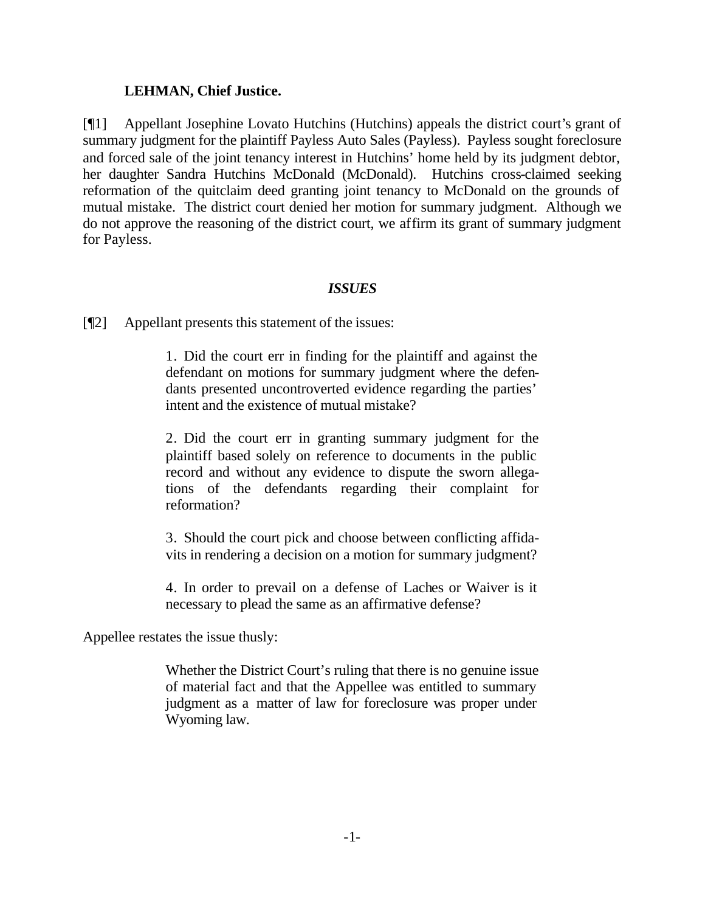**LEHMAN, Chief Justice.**

[¶1] Appellant Josephine Lovato Hutchins (Hutchins) appeals the district court's grant of summary judgment for the plaintiff Payless Auto Sales (Payless). Payless sought foreclosure and forced sale of the joint tenancy interest in Hutchins' home held by its judgment debtor, her daughter Sandra Hutchins McDonald (McDonald). Hutchins cross-claimed seeking reformation of the quitclaim deed granting joint tenancy to McDonald on the grounds of mutual mistake. The district court denied her motion for summary judgment. Although we do not approve the reasoning of the district court, we affirm its grant of summary judgment for Payless.

### *ISSUES*

[¶2] Appellant presents this statement of the issues:

> 1. Did the court err in finding for the plaintiff and against the defendant on motions for summary judgment where the defendants presented uncontroverted evidence regarding the parties' intent and the existence of mutual mistake?
>
> 2. Did the court err in granting summary judgment for the plaintiff based solely on reference to documents in the public record and without any evidence to dispute the sworn allegations of the defendants regarding their complaint for reformation?
>
> 3. Should the court pick and choose between conflicting affidavits in rendering a decision on a motion for summary judgment?
>
> 4. In order to prevail on a defense of Laches or Waiver is it necessary to plead the same as an affirmative defense?

Appellee restates the issue thusly:

> Whether the District Court's ruling that there is no genuine issue of material fact and that the Appellee was entitled to summary judgment as a matter of law for foreclosure was proper under Wyoming law.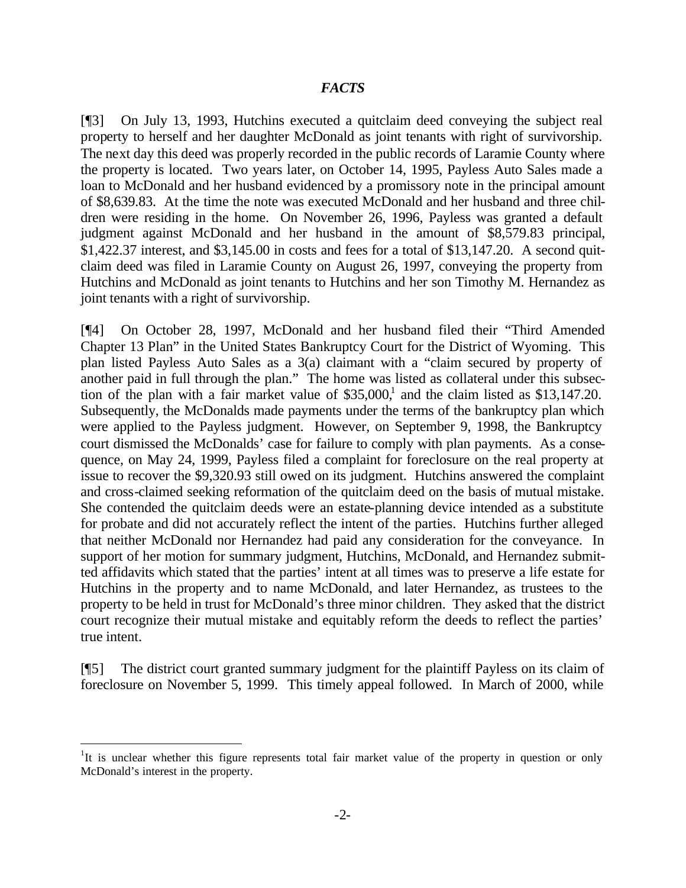## *FACTS*

[¶3] On July 13, 1993, Hutchins executed a quitclaim deed conveying the subject real property to herself and her daughter McDonald as joint tenants with right of survivorship. The next day this deed was properly recorded in the public records of Laramie County where the property is located. Two years later, on October 14, 1995, Payless Auto Sales made a loan to McDonald and her husband evidenced by a promissory note in the principal amount of $8,639.83. At the time the note was executed McDonald and her husband and three children were residing in the home. On November 26, 1996, Payless was granted a default judgment against McDonald and her husband in the amount of $8,579.83 principal, $1,422.37 interest, and $3,145.00 in costs and fees for a total of $13,147.20. A second quitclaim deed was filed in Laramie County on August 26, 1997, conveying the property from Hutchins and McDonald as joint tenants to Hutchins and her son Timothy M. Hernandez as joint tenants with a right of survivorship.

[¶4] On October 28, 1997, McDonald and her husband filed their "Third Amended Chapter 13 Plan" in the United States Bankruptcy Court for the District of Wyoming. This plan listed Payless Auto Sales as a 3(a) claimant with a "claim secured by property of another paid in full through the plan." The home was listed as collateral under this subsection of the plan with a fair market value of $35,000,[1] and the claim listed as $13,147.20. Subsequently, the McDonalds made payments under the terms of the bankruptcy plan which were applied to the Payless judgment. However, on September 9, 1998, the Bankruptcy court dismissed the McDonalds' case for failure to comply with plan payments. As a consequence, on May 24, 1999, Payless filed a complaint for foreclosure on the real property at issue to recover the $9,320.93 still owed on its judgment. Hutchins answered the complaint and cross-claimed seeking reformation of the quitclaim deed on the basis of mutual mistake. She contended the quitclaim deeds were an estate-planning device intended as a substitute for probate and did not accurately reflect the intent of the parties. Hutchins further alleged that neither McDonald nor Hernandez had paid any consideration for the conveyance. In support of her motion for summary judgment, Hutchins, McDonald, and Hernandez submitted affidavits which stated that the parties' intent at all times was to preserve a life estate for Hutchins in the property and to name McDonald, and later Hernandez, as trustees to the property to be held in trust for McDonald's three minor children. They asked that the district court recognize their mutual mistake and equitably reform the deeds to reflect the parties' true intent.

[¶5] The district court granted summary judgment for the plaintiff Payless on its claim of foreclosure on November 5, 1999. This timely appeal followed. In March of 2000, while

---

[1] It is unclear whether this figure represents total fair market value of the property in question or only McDonald's interest in the property.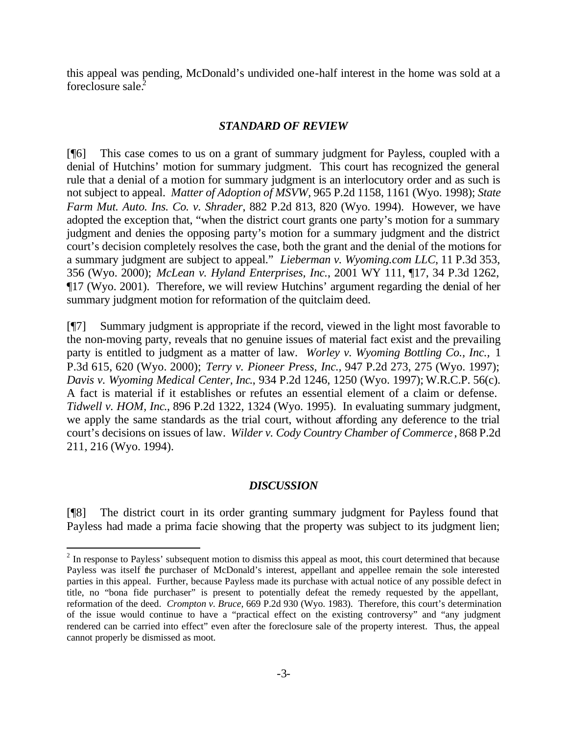this appeal was pending, McDonald's undivided one-half interest in the home was sold at a foreclosure sale.[2]

### *STANDARD OF REVIEW*

[¶6] This case comes to us on a grant of summary judgment for Payless, coupled with a denial of Hutchins' motion for summary judgment. This court has recognized the general rule that a denial of a motion for summary judgment is an interlocutory order and as such is not subject to appeal. *Matter of Adoption of MSVW*, 965 P.2d 1158, 1161 (Wyo. 1998); *State Farm Mut. Auto. Ins. Co. v. Shrader*, 882 P.2d 813, 820 (Wyo. 1994). However, we have adopted the exception that, "when the district court grants one party's motion for a summary judgment and denies the opposing party's motion for a summary judgment and the district court's decision completely resolves the case, both the grant and the denial of the motions for a summary judgment are subject to appeal." *Lieberman v. Wyoming.com LLC*, 11 P.3d 353, 356 (Wyo. 2000); *McLean v. Hyland Enterprises, Inc.*, 2001 WY 111, ¶17, 34 P.3d 1262, ¶17 (Wyo. 2001). Therefore, we will review Hutchins' argument regarding the denial of her summary judgment motion for reformation of the quitclaim deed.

[¶7] Summary judgment is appropriate if the record, viewed in the light most favorable to the non-moving party, reveals that no genuine issues of material fact exist and the prevailing party is entitled to judgment as a matter of law. *Worley v. Wyoming Bottling Co., Inc.*, 1 P.3d 615, 620 (Wyo. 2000); *Terry v. Pioneer Press, Inc.*, 947 P.2d 273, 275 (Wyo. 1997); *Davis v. Wyoming Medical Center, Inc.*, 934 P.2d 1246, 1250 (Wyo. 1997); W.R.C.P. 56(c). A fact is material if it establishes or refutes an essential element of a claim or defense. *Tidwell v. HOM, Inc.*, 896 P.2d 1322, 1324 (Wyo. 1995). In evaluating summary judgment, we apply the same standards as the trial court, without affording any deference to the trial court's decisions on issues of law. *Wilder v. Cody Country Chamber of Commerce*, 868 P.2d 211, 216 (Wyo. 1994).

### *DISCUSSION*

[¶8] The district court in its order granting summary judgment for Payless found that Payless had made a prima facie showing that the property was subject to its judgment lien;

---

[2] In response to Payless' subsequent motion to dismiss this appeal as moot, this court determined that because Payless was itself the purchaser of McDonald's interest, appellant and appellee remain the sole interested parties in this appeal. Further, because Payless made its purchase with actual notice of any possible defect in title, no "bona fide purchaser" is present to potentially defeat the remedy requested by the appellant, reformation of the deed. *Crompton v. Bruce,* 669 P.2d 930 (Wyo. 1983). Therefore, this court's determination of the issue would continue to have a "practical effect on the existing controversy" and "any judgment rendered can be carried into effect" even after the foreclosure sale of the property interest. Thus, the appeal cannot properly be dismissed as moot.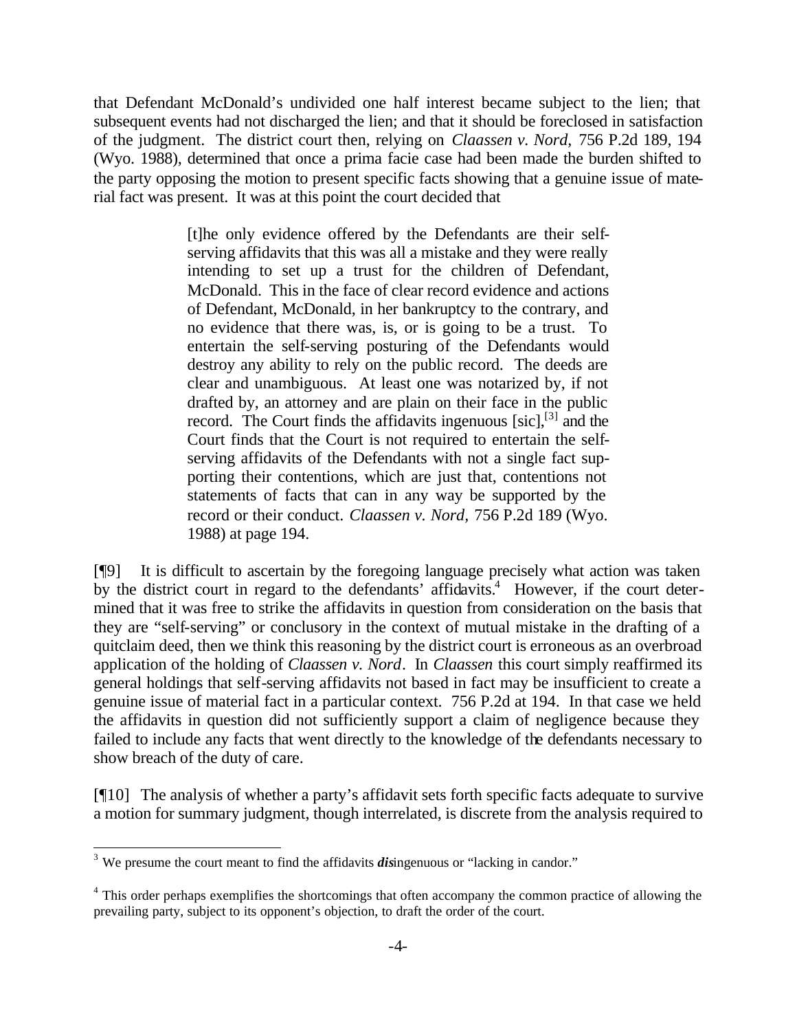that Defendant McDonald's undivided one half interest became subject to the lien; that subsequent events had not discharged the lien; and that it should be foreclosed in satisfaction of the judgment. The district court then, relying on *Claassen v. Nord*, 756 P.2d 189, 194 (Wyo. 1988), determined that once a prima facie case had been made the burden shifted to the party opposing the motion to present specific facts showing that a genuine issue of material fact was present. It was at this point the court decided that

> [t]he only evidence offered by the Defendants are their self-serving affidavits that this was all a mistake and they were really intending to set up a trust for the children of Defendant, McDonald. This in the face of clear record evidence and actions of Defendant, McDonald, in her bankruptcy to the contrary, and no evidence that there was, is, or is going to be a trust. To entertain the self-serving posturing of the Defendants would destroy any ability to rely on the public record. The deeds are clear and unambiguous. At least one was notarized by, if not drafted by, an attorney and are plain on their face in the public record. The Court finds the affidavits ingenuous [sic],[3] and the Court finds that the Court is not required to entertain the self-serving affidavits of the Defendants with not a single fact supporting their contentions, which are just that, contentions not statements of facts that can in any way be supported by the record or their conduct. *Claassen v. Nord*, 756 P.2d 189 (Wyo. 1988) at page 194.

[¶9] It is difficult to ascertain by the foregoing language precisely what action was taken by the district court in regard to the defendants' affidavits.[4] However, if the court determined that it was free to strike the affidavits in question from consideration on the basis that they are "self-serving" or conclusory in the context of mutual mistake in the drafting of a quitclaim deed, then we think this reasoning by the district court is erroneous as an overbroad application of the holding of *Claassen v. Nord*. In *Claassen* this court simply reaffirmed its general holdings that self-serving affidavits not based in fact may be insufficient to create a genuine issue of material fact in a particular context. 756 P.2d at 194. In that case we held the affidavits in question did not sufficiently support a claim of negligence because they failed to include any facts that went directly to the knowledge of the defendants necessary to show breach of the duty of care.

[¶10] The analysis of whether a party's affidavit sets forth specific facts adequate to survive a motion for summary judgment, though interrelated, is discrete from the analysis required to

---

[3] We presume the court meant to find the affidavits ***dis***ingenuous or "lacking in candor."

[4] This order perhaps exemplifies the shortcomings that often accompany the common practice of allowing the prevailing party, subject to its opponent's objection, to draft the order of the court.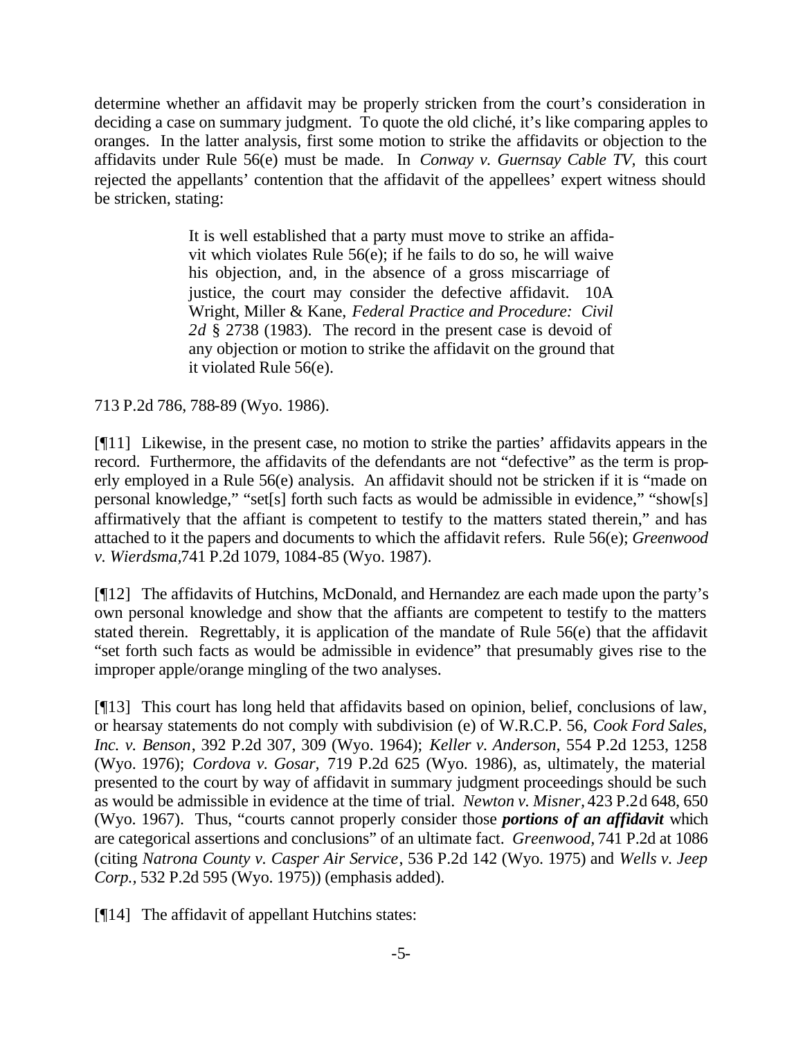determine whether an affidavit may be properly stricken from the court's consideration in deciding a case on summary judgment. To quote the old cliché, it's like comparing apples to oranges. In the latter analysis, first some motion to strike the affidavits or objection to the affidavits under Rule 56(e) must be made. In *Conway v. Guernsay Cable TV,* this court rejected the appellants' contention that the affidavit of the appellees' expert witness should be stricken, stating:

> It is well established that a party must move to strike an affidavit which violates Rule 56(e); if he fails to do so, he will waive his objection, and, in the absence of a gross miscarriage of justice, the court may consider the defective affidavit. 10A Wright, Miller & Kane, *Federal Practice and Procedure: Civil 2d* § 2738 (1983). The record in the present case is devoid of any objection or motion to strike the affidavit on the ground that it violated Rule 56(e).

713 P.2d 786, 788-89 (Wyo. 1986).

[¶11] Likewise, in the present case, no motion to strike the parties' affidavits appears in the record. Furthermore, the affidavits of the defendants are not "defective" as the term is properly employed in a Rule 56(e) analysis. An affidavit should not be stricken if it is "made on personal knowledge," "set[s] forth such facts as would be admissible in evidence," "show[s] affirmatively that the affiant is competent to testify to the matters stated therein," and has attached to it the papers and documents to which the affidavit refers. Rule 56(e); *Greenwood v. Wierdsma,*741 P.2d 1079, 1084-85 (Wyo. 1987).

[¶12] The affidavits of Hutchins, McDonald, and Hernandez are each made upon the party's own personal knowledge and show that the affiants are competent to testify to the matters stated therein. Regrettably, it is application of the mandate of Rule 56(e) that the affidavit "set forth such facts as would be admissible in evidence" that presumably gives rise to the improper apple/orange mingling of the two analyses.

[¶13] This court has long held that affidavits based on opinion, belief, conclusions of law, or hearsay statements do not comply with subdivision (e) of W.R.C.P. 56, *Cook Ford Sales, Inc. v. Benson*, 392 P.2d 307, 309 (Wyo. 1964); *Keller v. Anderson,* 554 P.2d 1253, 1258 (Wyo. 1976); *Cordova v. Gosar,* 719 P.2d 625 (Wyo. 1986), as, ultimately, the material presented to the court by way of affidavit in summary judgment proceedings should be such as would be admissible in evidence at the time of trial. *Newton v. Misner*, 423 P.2d 648, 650 (Wyo. 1967). Thus, "courts cannot properly consider those ***portions of an affidavit*** which are categorical assertions and conclusions" of an ultimate fact. *Greenwood,* 741 P.2d at 1086 (citing *Natrona County v. Casper Air Service*, 536 P.2d 142 (Wyo. 1975) and *Wells v. Jeep Corp.,* 532 P.2d 595 (Wyo. 1975)) (emphasis added).

[¶14] The affidavit of appellant Hutchins states: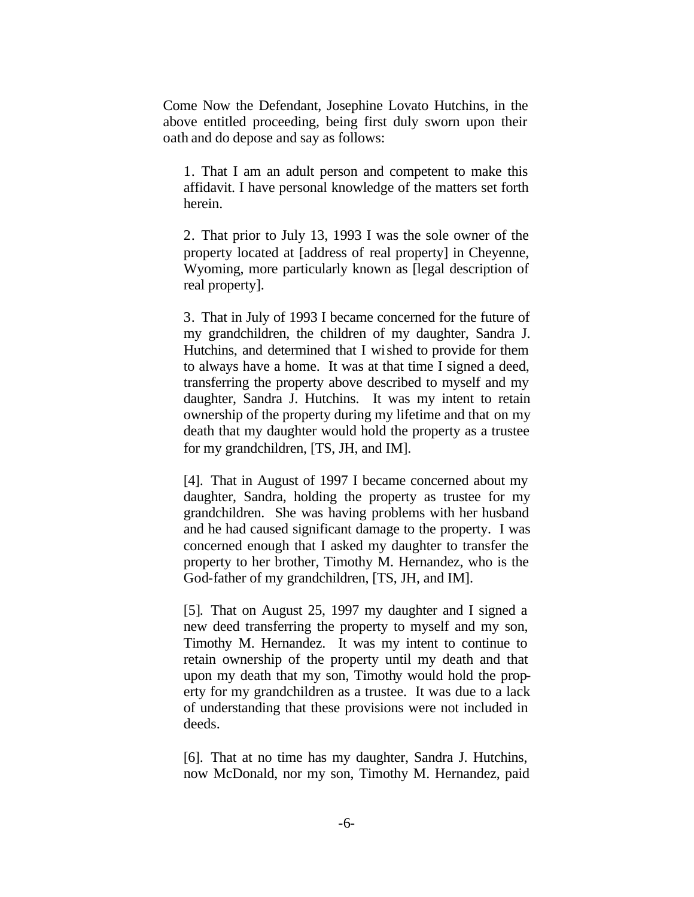Come Now the Defendant, Josephine Lovato Hutchins, in the above entitled proceeding, being first duly sworn upon their oath and do depose and say as follows:

> 1. That I am an adult person and competent to make this affidavit. I have personal knowledge of the matters set forth herein.
>
> 2. That prior to July 13, 1993 I was the sole owner of the property located at [address of real property] in Cheyenne, Wyoming, more particularly known as [legal description of real property].
>
> 3. That in July of 1993 I became concerned for the future of my grandchildren, the children of my daughter, Sandra J. Hutchins, and determined that I wished to provide for them to always have a home. It was at that time I signed a deed, transferring the property above described to myself and my daughter, Sandra J. Hutchins. It was my intent to retain ownership of the property during my lifetime and that on my death that my daughter would hold the property as a trustee for my grandchildren, [TS, JH, and IM].
>
> [4]. That in August of 1997 I became concerned about my daughter, Sandra, holding the property as trustee for my grandchildren. She was having problems with her husband and he had caused significant damage to the property. I was concerned enough that I asked my daughter to transfer the property to her brother, Timothy M. Hernandez, who is the God-father of my grandchildren, [TS, JH, and IM].
>
> [5]. That on August 25, 1997 my daughter and I signed a new deed transferring the property to myself and my son, Timothy M. Hernandez. It was my intent to continue to retain ownership of the property until my death and that upon my death that my son, Timothy would hold the property for my grandchildren as a trustee. It was due to a lack of understanding that these provisions were not included in deeds.
>
> [6]. That at no time has my daughter, Sandra J. Hutchins, now McDonald, nor my son, Timothy M. Hernandez, paid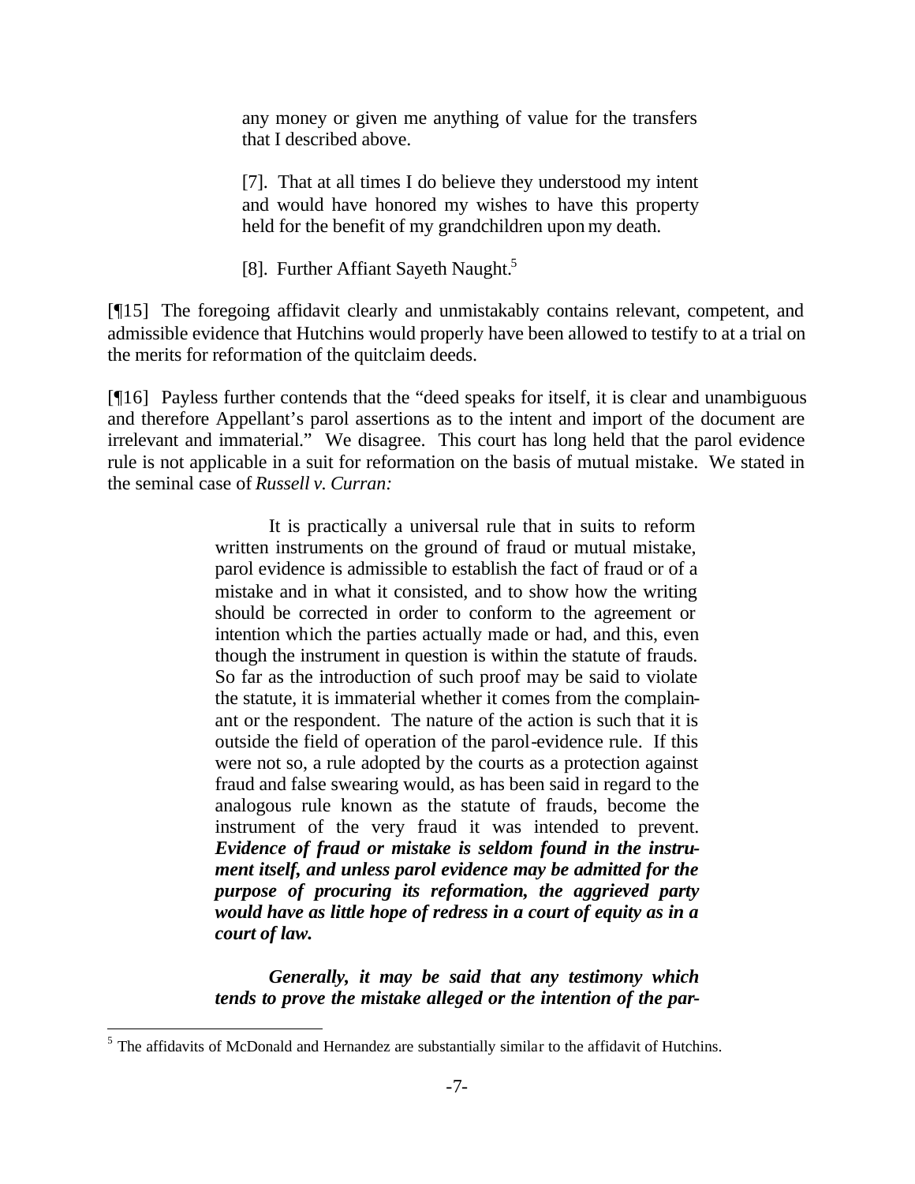> any money or given me anything of value for the transfers that I described above.
>
> [7]. That at all times I do believe they understood my intent and would have honored my wishes to have this property held for the benefit of my grandchildren upon my death.
>
> [8]. Further Affiant Sayeth Naught.[5]

[¶15] The foregoing affidavit clearly and unmistakably contains relevant, competent, and admissible evidence that Hutchins would properly have been allowed to testify to at a trial on the merits for reformation of the quitclaim deeds.

[¶16] Payless further contends that the "deed speaks for itself, it is clear and unambiguous and therefore Appellant's parol assertions as to the intent and import of the document are irrelevant and immaterial." We disagree. This court has long held that the parol evidence rule is not applicable in a suit for reformation on the basis of mutual mistake. We stated in the seminal case of *Russell v. Curran:*

> It is practically a universal rule that in suits to reform written instruments on the ground of fraud or mutual mistake, parol evidence is admissible to establish the fact of fraud or of a mistake and in what it consisted, and to show how the writing should be corrected in order to conform to the agreement or intention which the parties actually made or had, and this, even though the instrument in question is within the statute of frauds. So far as the introduction of such proof may be said to violate the statute, it is immaterial whether it comes from the complainant or the respondent. The nature of the action is such that it is outside the field of operation of the parol-evidence rule. If this were not so, a rule adopted by the courts as a protection against fraud and false swearing would, as has been said in regard to the analogous rule known as the statute of frauds, become the instrument of the very fraud it was intended to prevent. ***Evidence of fraud or mistake is seldom found in the instrument itself, and unless parol evidence may be admitted for the purpose of procuring its reformation, the aggrieved party would have as little hope of redress in a court of equity as in a court of law.***
>
> ***Generally, it may be said that any testimony which tends to prove the mistake alleged or the intention of the par-***

[5] The affidavits of McDonald and Hernandez are substantially similar to the affidavit of Hutchins.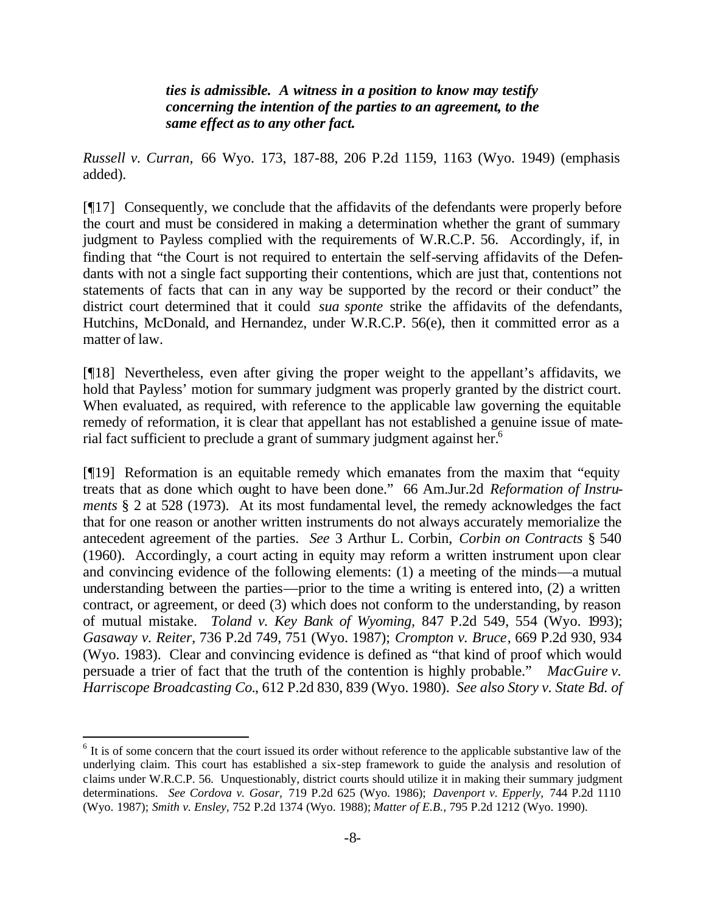***ties is admissible. A witness in a position to know may testify concerning the intention of the parties to an agreement, to the same effect as to any other fact.***

*Russell v. Curran,* 66 Wyo. 173, 187-88, 206 P.2d 1159, 1163 (Wyo. 1949) (emphasis added).

[¶17] Consequently, we conclude that the affidavits of the defendants were properly before the court and must be considered in making a determination whether the grant of summary judgment to Payless complied with the requirements of W.R.C.P. 56. Accordingly, if, in finding that "the Court is not required to entertain the self-serving affidavits of the Defendants with not a single fact supporting their contentions, which are just that, contentions not statements of facts that can in any way be supported by the record or their conduct" the district court determined that it could *sua sponte* strike the affidavits of the defendants, Hutchins, McDonald, and Hernandez, under W.R.C.P. 56(e), then it committed error as a matter of law.

[¶18] Nevertheless, even after giving the proper weight to the appellant's affidavits, we hold that Payless' motion for summary judgment was properly granted by the district court. When evaluated, as required, with reference to the applicable law governing the equitable remedy of reformation, it is clear that appellant has not established a genuine issue of material fact sufficient to preclude a grant of summary judgment against her.[6]

[¶19] Reformation is an equitable remedy which emanates from the maxim that "equity treats that as done which ought to have been done." 66 Am.Jur.2d *Reformation of Instruments* § 2 at 528 (1973). At its most fundamental level, the remedy acknowledges the fact that for one reason or another written instruments do not always accurately memorialize the antecedent agreement of the parties. *See* 3 Arthur L. Corbin, *Corbin on Contracts* § 540 (1960). Accordingly, a court acting in equity may reform a written instrument upon clear and convincing evidence of the following elements: (1) a meeting of the minds—a mutual understanding between the parties—prior to the time a writing is entered into, (2) a written contract, or agreement, or deed (3) which does not conform to the understanding, by reason of mutual mistake. *Toland v. Key Bank of Wyoming,* 847 P.2d 549, 554 (Wyo. 1993); *Gasaway v. Reiter,* 736 P.2d 749, 751 (Wyo. 1987); *Crompton v. Bruce*, 669 P.2d 930, 934 (Wyo. 1983). Clear and convincing evidence is defined as "that kind of proof which would persuade a trier of fact that the truth of the contention is highly probable." *MacGuire v. Harriscope Broadcasting Co.*, 612 P.2d 830, 839 (Wyo. 1980). *See also Story v. State Bd. of*

---

[6] It is of some concern that the court issued its order without reference to the applicable substantive law of the underlying claim. This court has established a six-step framework to guide the analysis and resolution of claims under W.R.C.P. 56. Unquestionably, district courts should utilize it in making their summary judgment determinations. *See Cordova v. Gosar,* 719 P.2d 625 (Wyo. 1986); *Davenport v. Epperly,* 744 P.2d 1110 (Wyo. 1987); *Smith v. Ensley,* 752 P.2d 1374 (Wyo. 1988); *Matter of E.B.,* 795 P.2d 1212 (Wyo. 1990).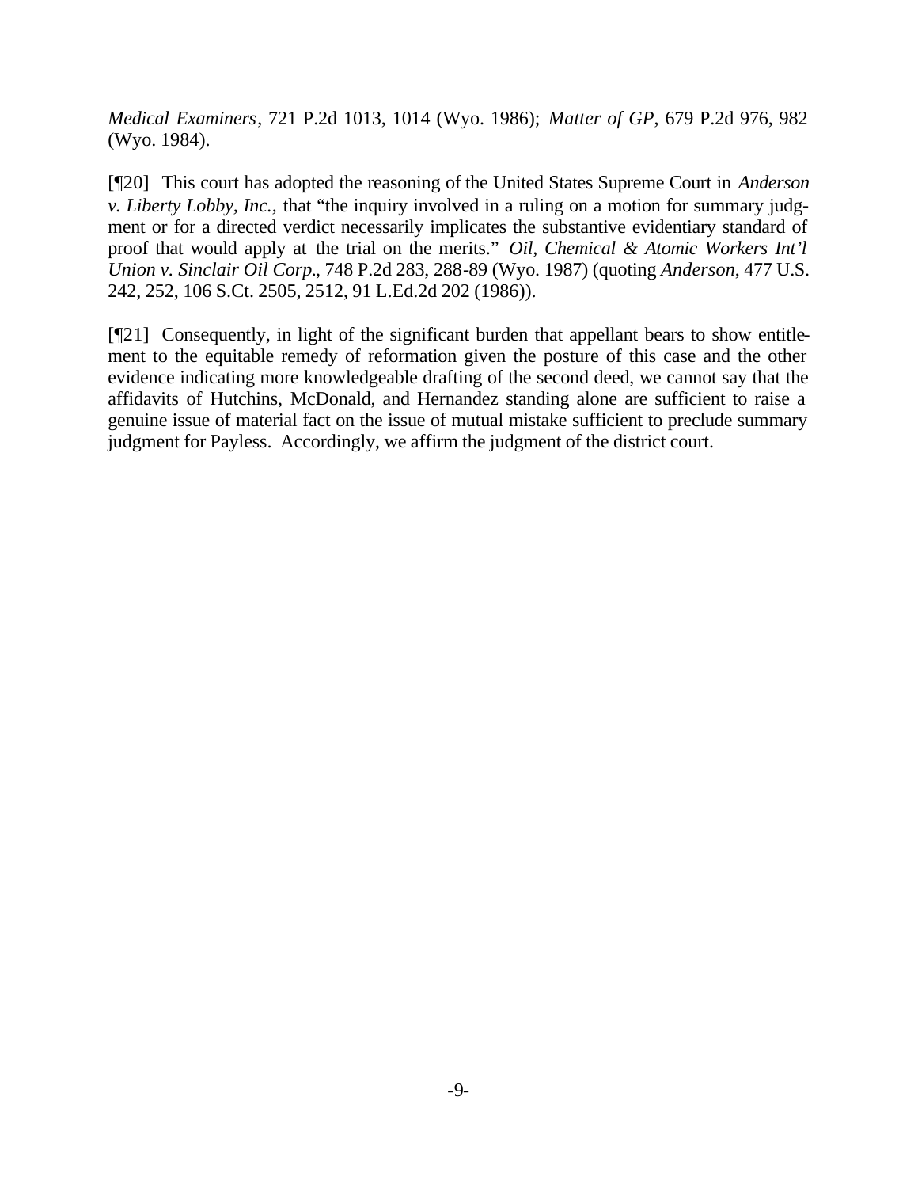*Medical Examiners*, 721 P.2d 1013, 1014 (Wyo. 1986); *Matter of GP*, 679 P.2d 976, 982 (Wyo. 1984).

[¶20] This court has adopted the reasoning of the United States Supreme Court in *Anderson v. Liberty Lobby, Inc.*, that "the inquiry involved in a ruling on a motion for summary judgment or for a directed verdict necessarily implicates the substantive evidentiary standard of proof that would apply at the trial on the merits." *Oil, Chemical & Atomic Workers Int'l Union v. Sinclair Oil Corp.*, 748 P.2d 283, 288-89 (Wyo. 1987) (quoting *Anderson*, 477 U.S. 242, 252, 106 S.Ct. 2505, 2512, 91 L.Ed.2d 202 (1986)).

[¶21] Consequently, in light of the significant burden that appellant bears to show entitlement to the equitable remedy of reformation given the posture of this case and the other evidence indicating more knowledgeable drafting of the second deed, we cannot say that the affidavits of Hutchins, McDonald, and Hernandez standing alone are sufficient to raise a genuine issue of material fact on the issue of mutual mistake sufficient to preclude summary judgment for Payless. Accordingly, we affirm the judgment of the district court.